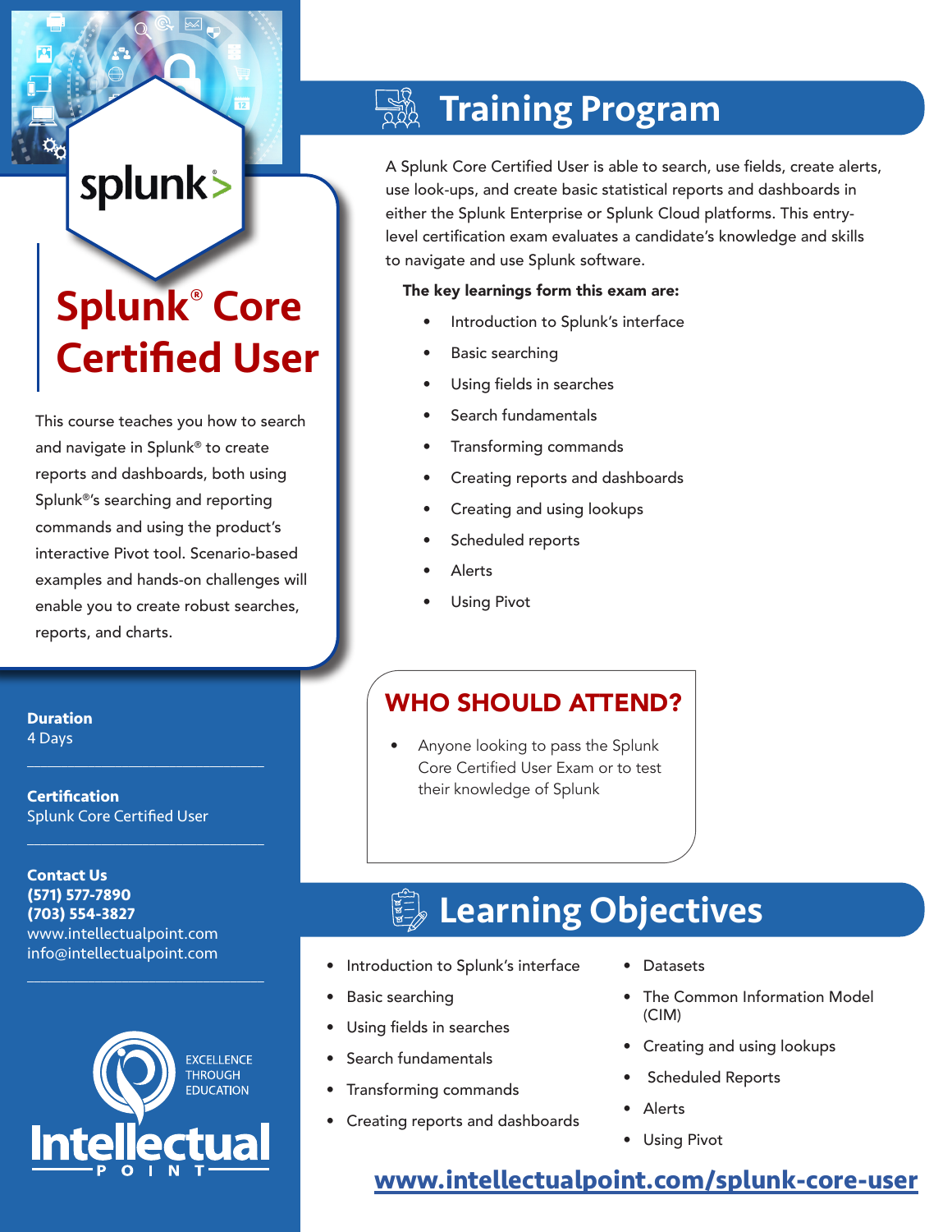splunk>

# Splunk® Core Certified User

This course teaches you how to search and navigate in Splunk® to create reports and dashboards, both using Splunk®'s searching and reporting commands and using the product's interactive Pivot tool. Scenario-based examples and hands-on challenges will enable you to create robust searches, reports, and charts.

**Duration**
4 Days

**Certification**
Splunk Core Certified User

**Contact Us**
**(571) 577-7890**
**(703) 554-3827**
www.intellectualpoint.com
info@intellectualpoint.com

EXCELLENCE THROUGH EDUCATION

Intellectual POINT

## Training Program

A Splunk Core Certified User is able to search, use fields, create alerts, use look-ups, and create basic statistical reports and dashboards in either the Splunk Enterprise or Splunk Cloud platforms. This entry-level certification exam evaluates a candidate's knowledge and skills to navigate and use Splunk software.

**The key learnings form this exam are:**

- Introduction to Splunk's interface
- Basic searching
- Using fields in searches
- Search fundamentals
- Transforming commands
- Creating reports and dashboards
- Creating and using lookups
- Scheduled reports
- Alerts
- Using Pivot

## WHO SHOULD ATTEND?

- Anyone looking to pass the Splunk Core Certified User Exam or to test their knowledge of Splunk

## Learning Objectives

- Introduction to Splunk's interface
- Basic searching
- Using fields in searches
- Search fundamentals
- Transforming commands
- Creating reports and dashboards
- Datasets
- The Common Information Model (CIM)
- Creating and using lookups
- Scheduled Reports
- Alerts
- Using Pivot

**www.intellectualpoint.com/splunk-core-user**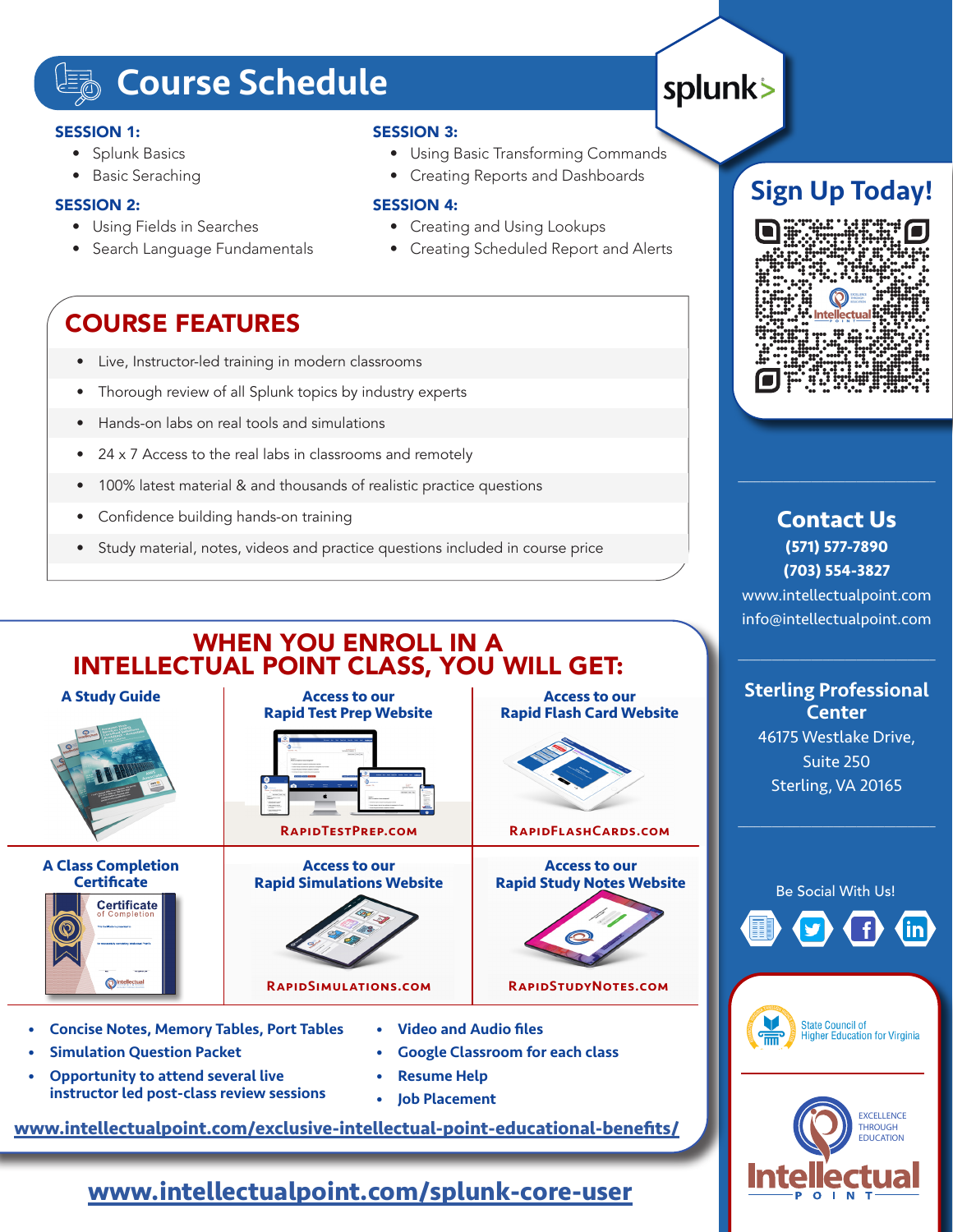# Course Schedule

splunk>

### SESSION 1:
- Splunk Basics
- Basic Seraching

### SESSION 2:
- Using Fields in Searches
- Search Language Fundamentals

### SESSION 3:
- Using Basic Transforming Commands
- Creating Reports and Dashboards

### SESSION 4:
- Creating and Using Lookups
- Creating Scheduled Report and Alerts

## COURSE FEATURES

- Live, Instructor-led training in modern classrooms
- Thorough review of all Splunk topics by industry experts
- Hands-on labs on real tools and simulations
- 24 x 7 Access to the real labs in classrooms and remotely
- 100% latest material & and thousands of realistic practice questions
- Confidence building hands-on training
- Study material, notes, videos and practice questions included in course price

## WHEN YOU ENROLL IN A INTELLECTUAL POINT CLASS, YOU WILL GET:

**A Study Guide**

**Access to our Rapid Test Prep Website**
RAPIDTESTPREP.COM

**Access to our Rapid Flash Card Website**
RAPIDFLASHCARDS.COM

**A Class Completion Certificate**

**Access to our Rapid Simulations Website**
RAPIDSIMULATIONS.COM

**Access to our Rapid Study Notes Website**
RAPIDSTUDYNOTES.COM

- **Concise Notes, Memory Tables, Port Tables**
- **Simulation Question Packet**
- **Opportunity to attend several live instructor led post-class review sessions**
- **Video and Audio files**
- **Google Classroom for each class**
- **Resume Help**
- **Job Placement**

www.intellectualpoint.com/exclusive-intellectual-point-educational-benefits/

## www.intellectualpoint.com/splunk-core-user

## Sign Up Today!

## Contact Us
**(571) 577-7890**
**(703) 554-3827**
www.intellectualpoint.com
info@intellectualpoint.com

## Sterling Professional Center
46175 Westlake Drive,
Suite 250
Sterling, VA 20165

Be Social With Us!

State Council of Higher Education for Virginia

EXCELLENCE THROUGH EDUCATION
Intellectual POINT